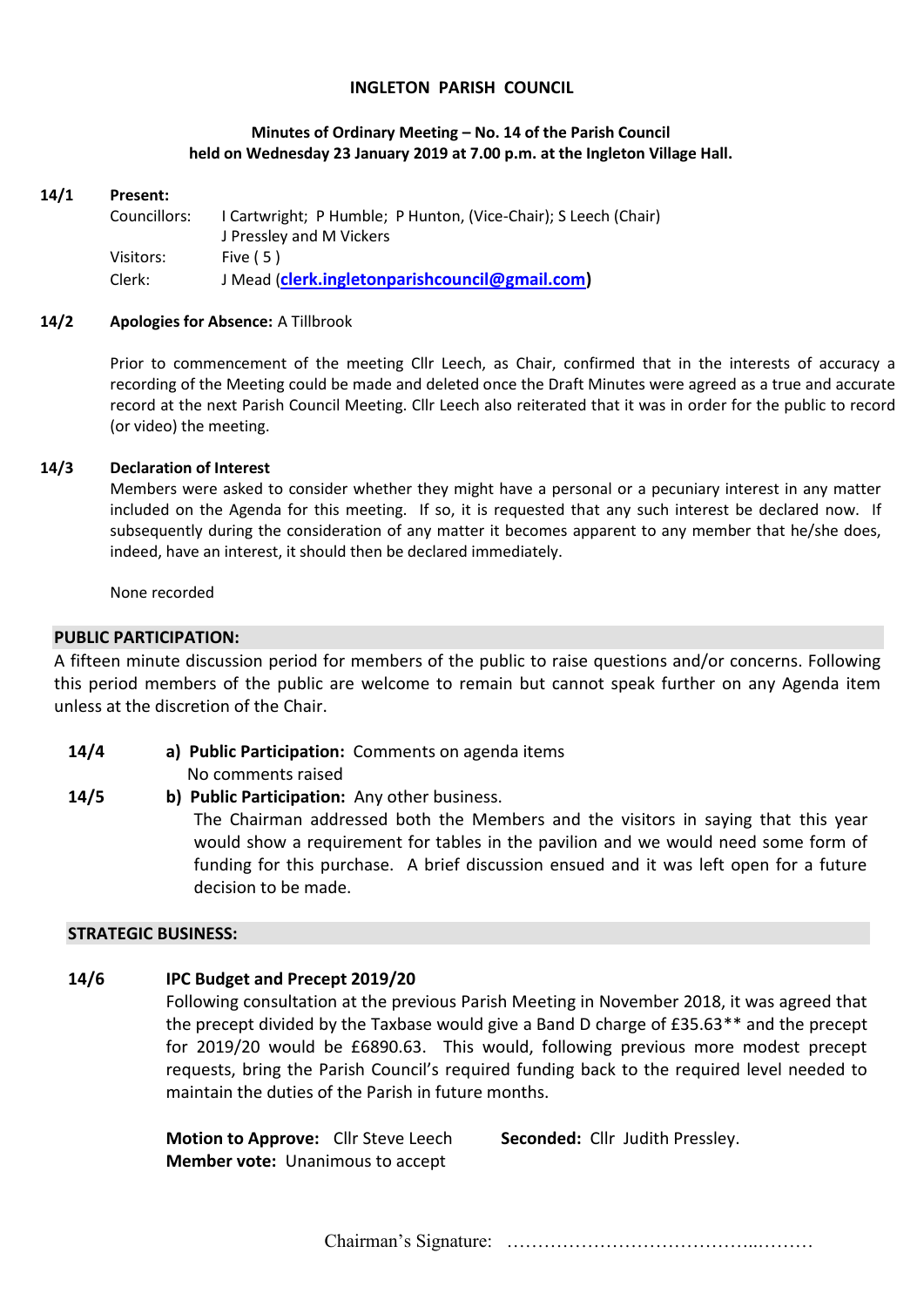# INGLETON PARISH COUNCIL

**Minutes of Ordinary Meeting – No. 14 of the Parish Council held on Wednesday 23 January 2019 at 7.00 p.m. at the Ingleton Village Hall.**

**14/1 Present:**

Councillors: I Cartwright; P Humble; P Hunton, (Vice-Chair); S Leech (Chair) J Pressley and M Vickers

Visitors: Five ( 5 )

Clerk: J Mead (**clerk.ingletonparishcouncil@gmail.com**)

**14/2 Apologies for Absence:** A Tillbrook

Prior to commencement of the meeting Cllr Leech, as Chair, confirmed that in the interests of accuracy a recording of the Meeting could be made and deleted once the Draft Minutes were agreed as a true and accurate record at the next Parish Council Meeting. Cllr Leech also reiterated that it was in order for the public to record (or video) the meeting.

**14/3 Declaration of Interest**

Members were asked to consider whether they might have a personal or a pecuniary interest in any matter included on the Agenda for this meeting. If so, it is requested that any such interest be declared now. If subsequently during the consideration of any matter it becomes apparent to any member that he/she does, indeed, have an interest, it should then be declared immediately.

None recorded

## PUBLIC PARTICIPATION:

A fifteen minute discussion period for members of the public to raise questions and/or concerns. Following this period members of the public are welcome to remain but cannot speak further on any Agenda item unless at the discretion of the Chair.

**14/4** a) **Public Participation:** Comments on agenda items

No comments raised

**14/5** b) **Public Participation:** Any other business.

The Chairman addressed both the Members and the visitors in saying that this year would show a requirement for tables in the pavilion and we would need some form of funding for this purchase. A brief discussion ensued and it was left open for a future decision to be made.

## STRATEGIC BUSINESS:

**14/6 IPC Budget and Precept 2019/20**

Following consultation at the previous Parish Meeting in November 2018, it was agreed that the precept divided by the Taxbase would give a Band D charge of £35.63** and the precept for 2019/20 would be £6890.63. This would, following previous more modest precept requests, bring the Parish Council's required funding back to the required level needed to maintain the duties of the Parish in future months.

**Motion to Approve:** Cllr Steve Leech **Seconded:** Cllr Judith Pressley.

**Member vote:** Unanimous to accept

Chairman's Signature: ……………………………………..………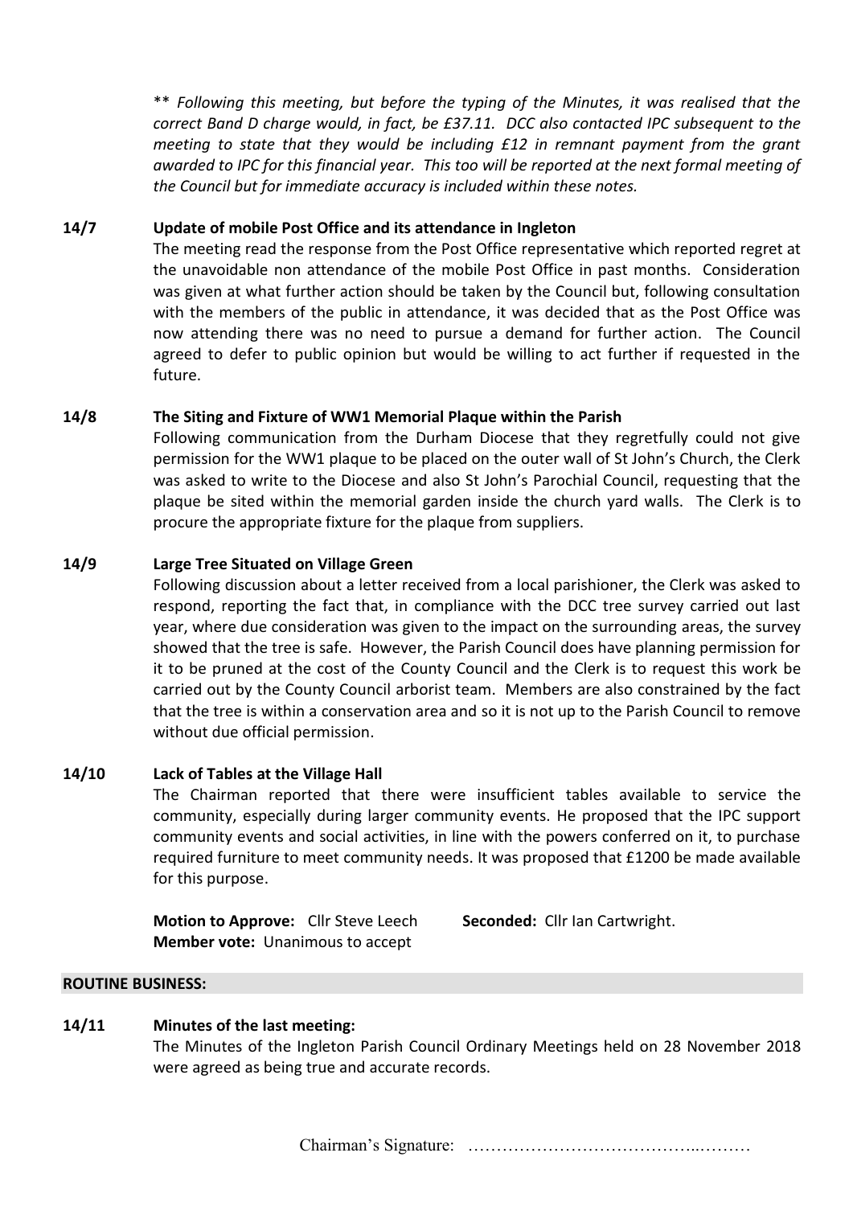** *Following this meeting, but before the typing of the Minutes, it was realised that the correct Band D charge would, in fact, be £37.11. DCC also contacted IPC subsequent to the meeting to state that they would be including £12 in remnant payment from the grant awarded to IPC for this financial year. This too will be reported at the next formal meeting of the Council but for immediate accuracy is included within these notes.*

**14/7 Update of mobile Post Office and its attendance in Ingleton**

The meeting read the response from the Post Office representative which reported regret at the unavoidable non attendance of the mobile Post Office in past months. Consideration was given at what further action should be taken by the Council but, following consultation with the members of the public in attendance, it was decided that as the Post Office was now attending there was no need to pursue a demand for further action. The Council agreed to defer to public opinion but would be willing to act further if requested in the future.

**14/8 The Siting and Fixture of WW1 Memorial Plaque within the Parish**

Following communication from the Durham Diocese that they regretfully could not give permission for the WW1 plaque to be placed on the outer wall of St John's Church, the Clerk was asked to write to the Diocese and also St John's Parochial Council, requesting that the plaque be sited within the memorial garden inside the church yard walls. The Clerk is to procure the appropriate fixture for the plaque from suppliers.

**14/9 Large Tree Situated on Village Green**

Following discussion about a letter received from a local parishioner, the Clerk was asked to respond, reporting the fact that, in compliance with the DCC tree survey carried out last year, where due consideration was given to the impact on the surrounding areas, the survey showed that the tree is safe. However, the Parish Council does have planning permission for it to be pruned at the cost of the County Council and the Clerk is to request this work be carried out by the County Council arborist team. Members are also constrained by the fact that the tree is within a conservation area and so it is not up to the Parish Council to remove without due official permission.

**14/10 Lack of Tables at the Village Hall**

The Chairman reported that there were insufficient tables available to service the community, especially during larger community events. He proposed that the IPC support community events and social activities, in line with the powers conferred on it, to purchase required furniture to meet community needs. It was proposed that £1200 be made available for this purpose.

**Motion to Approve:** Cllr Steve Leech **Seconded:** Cllr Ian Cartwright.
**Member vote:** Unanimous to accept

**ROUTINE BUSINESS:**

**14/11 Minutes of the last meeting:**

The Minutes of the Ingleton Parish Council Ordinary Meetings held on 28 November 2018 were agreed as being true and accurate records.

Chairman's Signature: …………………………………..………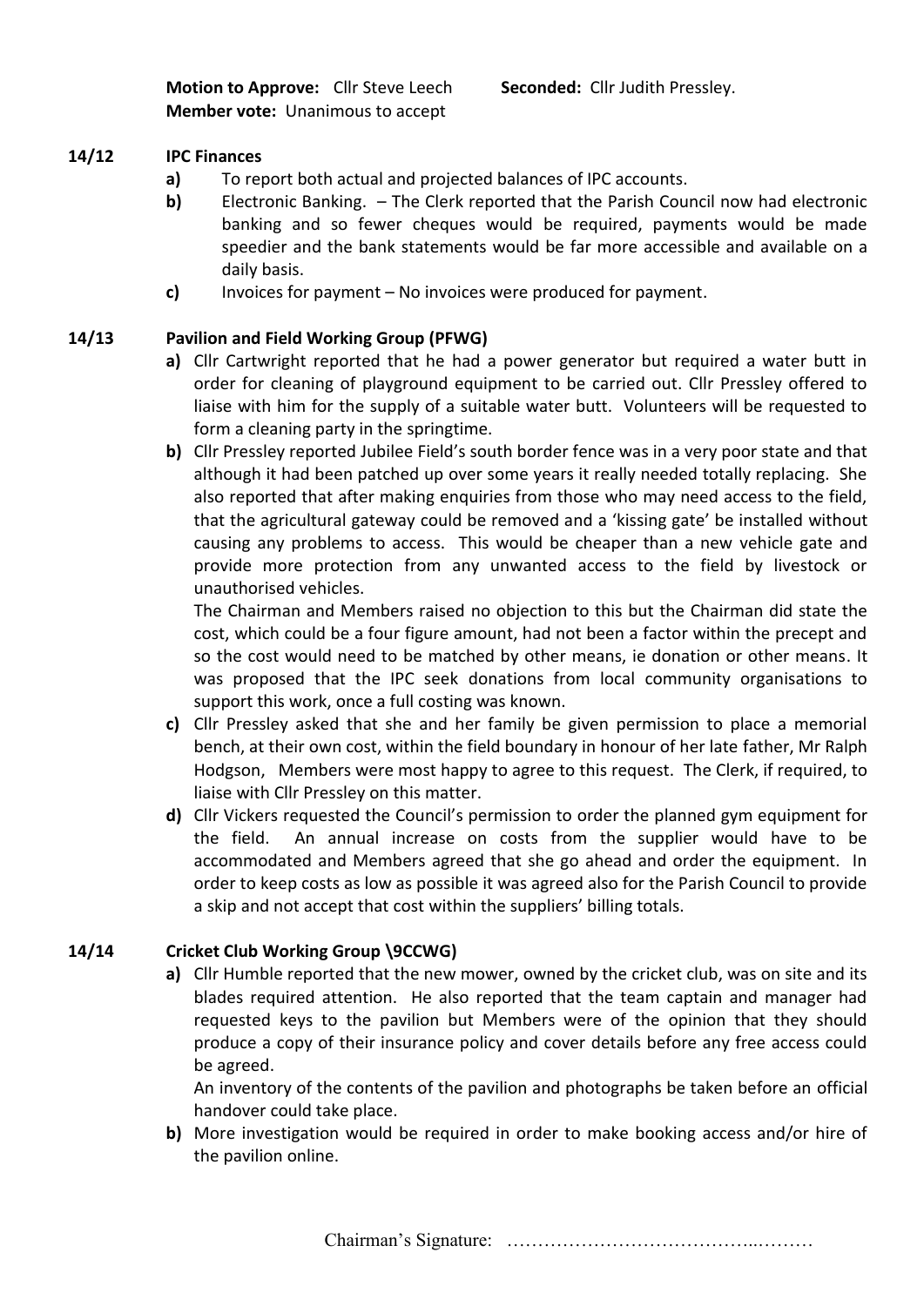**Motion to Approve:** Cllr Steve Leech **Seconded:** Cllr Judith Pressley.
**Member vote:** Unanimous to accept

**14/12 IPC Finances**

- **a)** To report both actual and projected balances of IPC accounts.
- **b)** Electronic Banking. – The Clerk reported that the Parish Council now had electronic banking and so fewer cheques would be required, payments would be made speedier and the bank statements would be far more accessible and available on a daily basis.
- **c)** Invoices for payment – No invoices were produced for payment.

**14/13 Pavilion and Field Working Group (PFWG)**

- **a)** Cllr Cartwright reported that he had a power generator but required a water butt in order for cleaning of playground equipment to be carried out. Cllr Pressley offered to liaise with him for the supply of a suitable water butt. Volunteers will be requested to form a cleaning party in the springtime.
- **b)** Cllr Pressley reported Jubilee Field's south border fence was in a very poor state and that although it had been patched up over some years it really needed totally replacing. She also reported that after making enquiries from those who may need access to the field, that the agricultural gateway could be removed and a 'kissing gate' be installed without causing any problems to access. This would be cheaper than a new vehicle gate and provide more protection from any unwanted access to the field by livestock or unauthorised vehicles.

  The Chairman and Members raised no objection to this but the Chairman did state the cost, which could be a four figure amount, had not been a factor within the precept and so the cost would need to be matched by other means, ie donation or other means. It was proposed that the IPC seek donations from local community organisations to support this work, once a full costing was known.
- **c)** Cllr Pressley asked that she and her family be given permission to place a memorial bench, at their own cost, within the field boundary in honour of her late father, Mr Ralph Hodgson, Members were most happy to agree to this request. The Clerk, if required, to liaise with Cllr Pressley on this matter.
- **d)** Cllr Vickers requested the Council's permission to order the planned gym equipment for the field. An annual increase on costs from the supplier would have to be accommodated and Members agreed that she go ahead and order the equipment. In order to keep costs as low as possible it was agreed also for the Parish Council to provide a skip and not accept that cost within the suppliers' billing totals.

**14/14 Cricket Club Working Group \9CCWG)**

- **a)** Cllr Humble reported that the new mower, owned by the cricket club, was on site and its blades required attention. He also reported that the team captain and manager had requested keys to the pavilion but Members were of the opinion that they should produce a copy of their insurance policy and cover details before any free access could be agreed.

  An inventory of the contents of the pavilion and photographs be taken before an official handover could take place.
- **b)** More investigation would be required in order to make booking access and/or hire of the pavilion online.

Chairman's Signature: …………………………………..………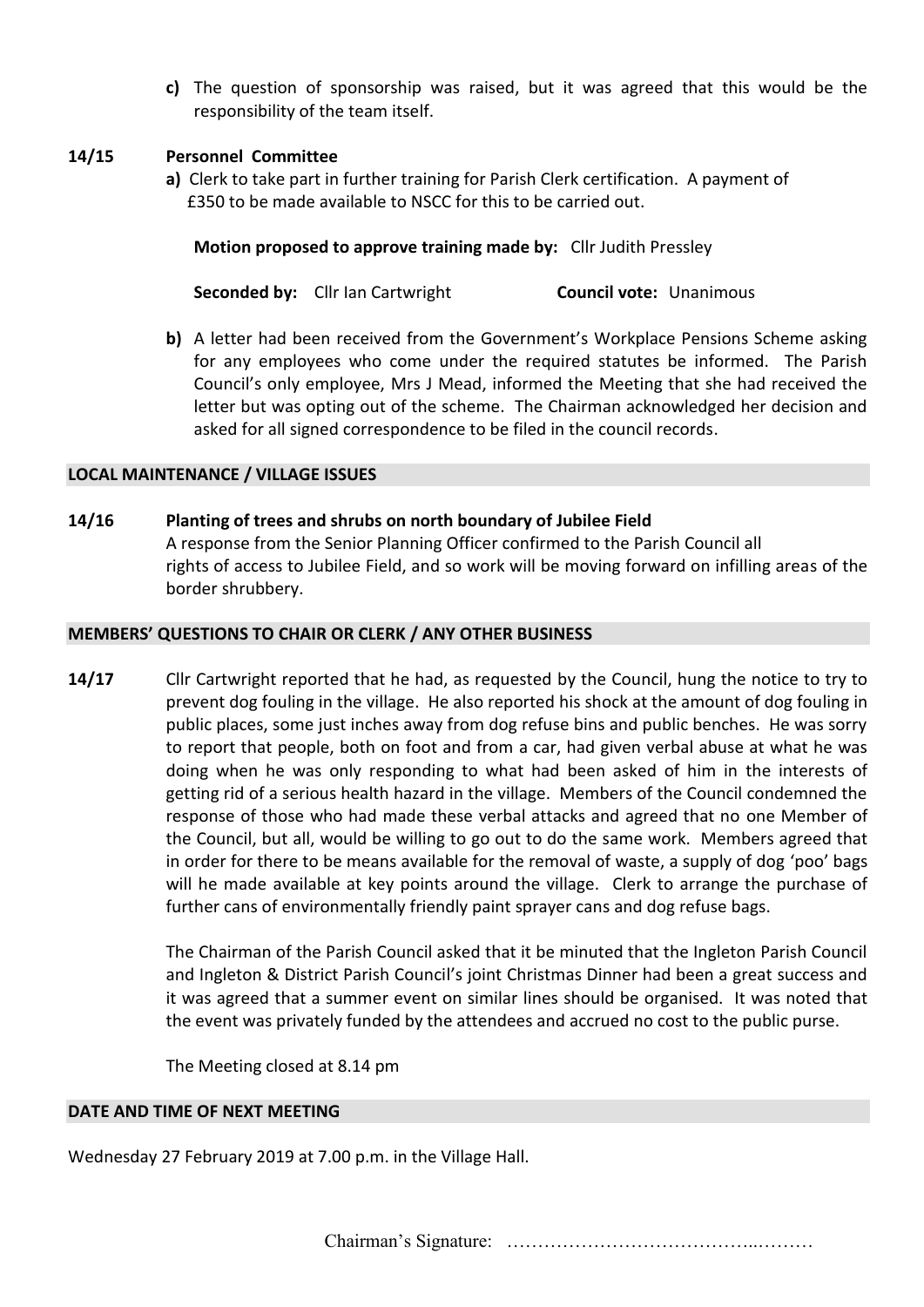**c)** The question of sponsorship was raised, but it was agreed that this would be the responsibility of the team itself.

**14/15 Personnel Committee**

**a)** Clerk to take part in further training for Parish Clerk certification. A payment of £350 to be made available to NSCC for this to be carried out.

**Motion proposed to approve training made by:** Cllr Judith Pressley

**Seconded by:** Cllr Ian Cartwright **Council vote:** Unanimous

**b)** A letter had been received from the Government's Workplace Pensions Scheme asking for any employees who come under the required statutes be informed. The Parish Council's only employee, Mrs J Mead, informed the Meeting that she had received the letter but was opting out of the scheme. The Chairman acknowledged her decision and asked for all signed correspondence to be filed in the council records.

## LOCAL MAINTENANCE / VILLAGE ISSUES

**14/16 Planting of trees and shrubs on north boundary of Jubilee Field**

A response from the Senior Planning Officer confirmed to the Parish Council all rights of access to Jubilee Field, and so work will be moving forward on infilling areas of the border shrubbery.

## MEMBERS' QUESTIONS TO CHAIR OR CLERK / ANY OTHER BUSINESS

**14/17** Cllr Cartwright reported that he had, as requested by the Council, hung the notice to try to prevent dog fouling in the village. He also reported his shock at the amount of dog fouling in public places, some just inches away from dog refuse bins and public benches. He was sorry to report that people, both on foot and from a car, had given verbal abuse at what he was doing when he was only responding to what had been asked of him in the interests of getting rid of a serious health hazard in the village. Members of the Council condemned the response of those who had made these verbal attacks and agreed that no one Member of the Council, but all, would be willing to go out to do the same work. Members agreed that in order for there to be means available for the removal of waste, a supply of dog 'poo' bags will he made available at key points around the village. Clerk to arrange the purchase of further cans of environmentally friendly paint sprayer cans and dog refuse bags.

The Chairman of the Parish Council asked that it be minuted that the Ingleton Parish Council and Ingleton & District Parish Council's joint Christmas Dinner had been a great success and it was agreed that a summer event on similar lines should be organised. It was noted that the event was privately funded by the attendees and accrued no cost to the public purse.

The Meeting closed at 8.14 pm

## DATE AND TIME OF NEXT MEETING

Wednesday 27 February 2019 at 7.00 p.m. in the Village Hall.

Chairman's Signature: …………………………………..………